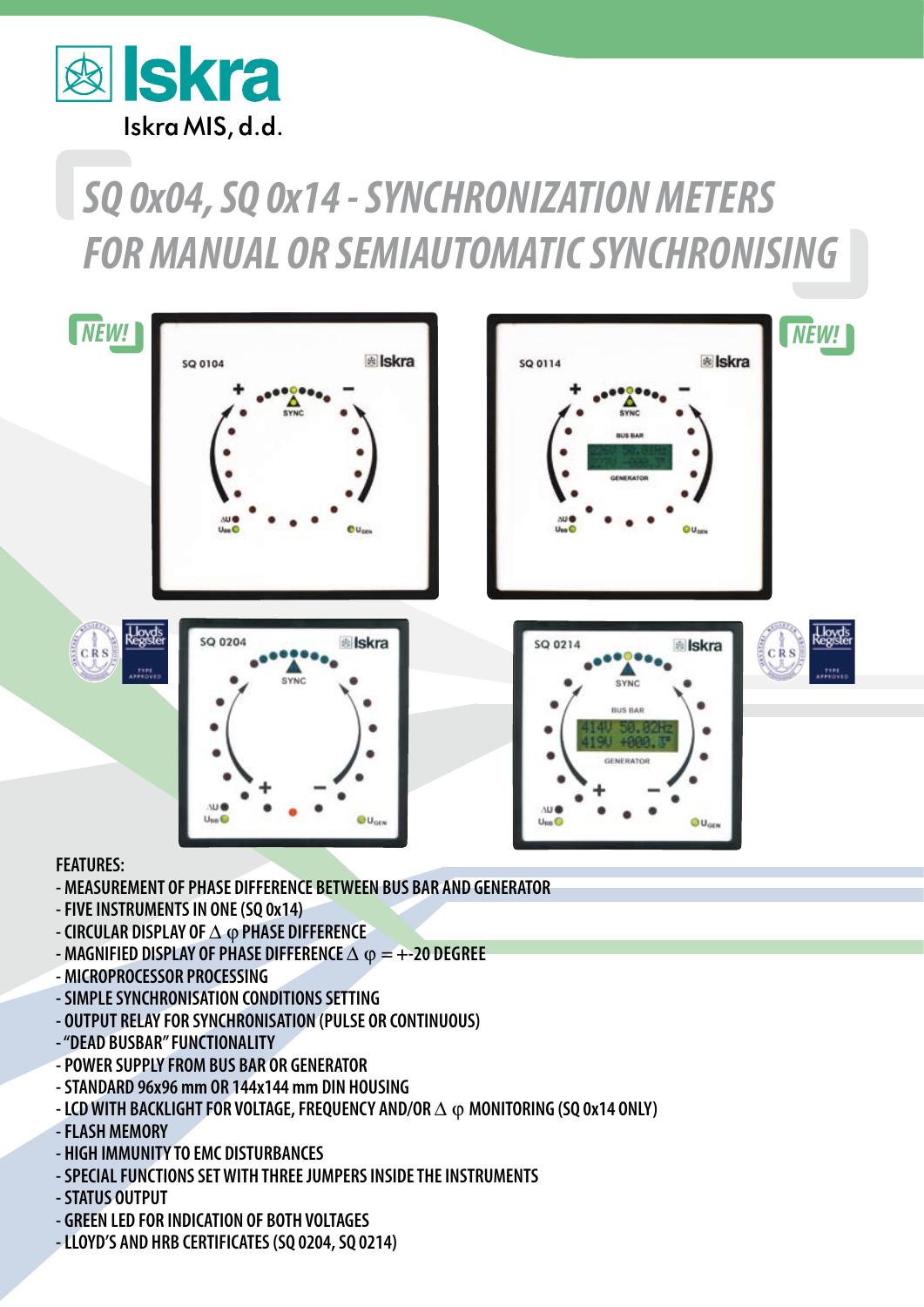Iskra

Iskra MIS, d.d.

# SQ 0x04, SQ 0x14 - SYNCHRONIZATION METERS FOR MANUAL OR SEMIAUTOMATIC SYNCHRONISING

NEW! SQ 0104

NEW! SQ 0114

SQ 0204

SQ 0214

**FEATURES:**

- MEASUREMENT OF PHASE DIFFERENCE BETWEEN BUS BAR AND GENERATOR
- FIVE INSTRUMENTS IN ONE (SQ 0x14)
- CIRCULAR DISPLAY OF $\Delta$ $\varphi$ PHASE DIFFERENCE
- MAGNIFIED DISPLAY OF PHASE DIFFERENCE $\Delta$ $\varphi$ = +-20 DEGREE
- MICROPROCESSOR PROCESSING
- SIMPLE SYNCHRONISATION CONDITIONS SETTING
- OUTPUT RELAY FOR SYNCHRONISATION (PULSE OR CONTINUOUS)
- "DEAD BUSBAR" FUNCTIONALITY
- POWER SUPPLY FROM BUS BAR OR GENERATOR
- STANDARD 96x96 mm OR 144x144 mm DIN HOUSING
- LCD WITH BACKLIGHT FOR VOLTAGE, FREQUENCY AND/OR $\Delta$ $\varphi$ MONITORING (SQ 0x14 ONLY)
- FLASH MEMORY
- HIGH IMMUNITY TO EMC DISTURBANCES
- SPECIAL FUNCTIONS SET WITH THREE JUMPERS INSIDE THE INSTRUMENTS
- STATUS OUTPUT
- GREEN LED FOR INDICATION OF BOTH VOLTAGES
- LLOYD'S AND HRB CERTIFICATES (SQ 0204, SQ 0214)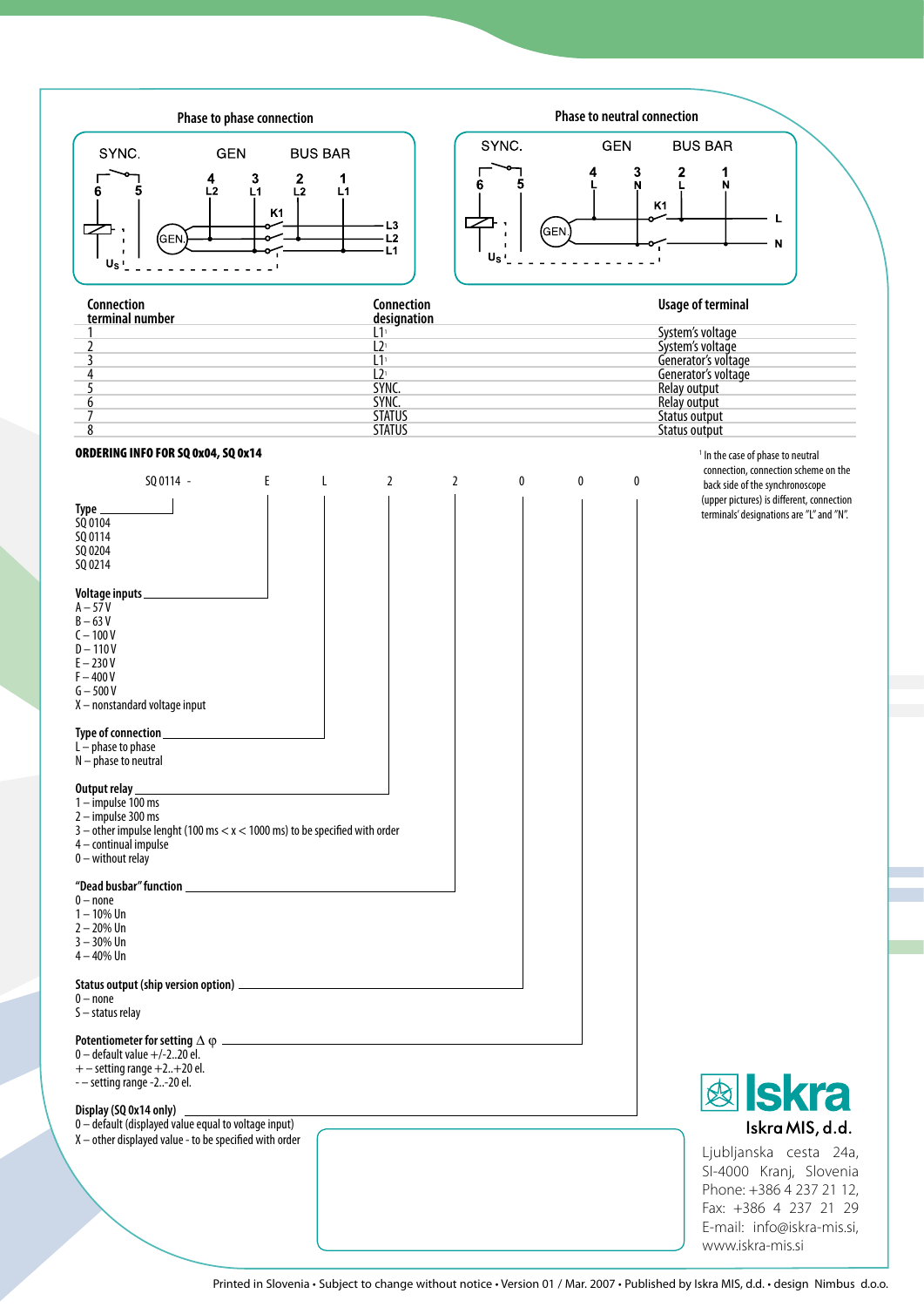## Phase to phase connection

SYNC. GEN BUS BAR

6 5 4 L2 3 L1 2 L2 1 L1

K1

GEN. L3 L2 L1

$U_S$

## Phase to neutral connection

SYNC. GEN BUS BAR

6 5 4 L 3 N 2 L 1 N

K1

GEN L N

$U_S$

| Connection terminal number | Connection designation | Usage of terminal |
|---|---|---|
| 1 | L1[1] | System's voltage |
| 2 | L2[1] | System's voltage |
| 3 | L1[1] | Generator's voltage |
| 4 | L2[1] | Generator's voltage |
| 5 | SYNC. | Relay output |
| 6 | SYNC. | Relay output |
| 7 | STATUS | Status output |
| 8 | STATUS | Status output |

[1] In the case of phase to neutral connection, connection scheme on the back side of the synchronoscope (upper pictures) is different, connection terminals' designations are "L" and "N".

### ORDERING INFO FOR SQ 0x04, SQ 0x14

SQ 0114 - E L 2 2 0 0 0

**Type**
- SQ 0104
- SQ 0114
- SQ 0204
- SQ 0214

**Voltage inputs**
- A – 57 V
- B – 63 V
- C – 100 V
- D – 110 V
- E – 230 V
- F – 400 V
- G – 500 V
- X – nonstandard voltage input

**Type of connection**
- L – phase to phase
- N – phase to neutral

**Output relay**
- 1 – impulse 100 ms
- 2 – impulse 300 ms
- 3 – other impulse lenght (100 ms < x < 1000 ms) to be specified with order
- 4 – continual impulse
- 0 – without relay

**"Dead busbar" function**
- 0 – none
- 1 – 10% Un
- 2 – 20% Un
- 3 – 30% Un
- 4 – 40% Un

**Status output (ship version option)**
- 0 – none
- S – status relay

**Potentiometer for setting $\Delta\varphi$**
- 0 – default value +/-2..20 el.
- + – setting range +2..+20 el.
- - – setting range -2..-20 el.

**Display (SQ 0x14 only)**
- 0 – default (displayed value equal to voltage input)
- X – other displayed value - to be specified with order

Iskra

Iskra MIS, d.d.

Ljubljanska cesta 24a,
SI-4000 Kranj, Slovenia
Phone: +386 4 237 21 12,
Fax: +386 4 237 21 29
E-mail: info@iskra-mis.si,
www.iskra-mis.si

Printed in Slovenia • Subject to change without notice • Version 01 / Mar. 2007 • Published by Iskra MIS, d.d. • design Nimbus d.o.o.